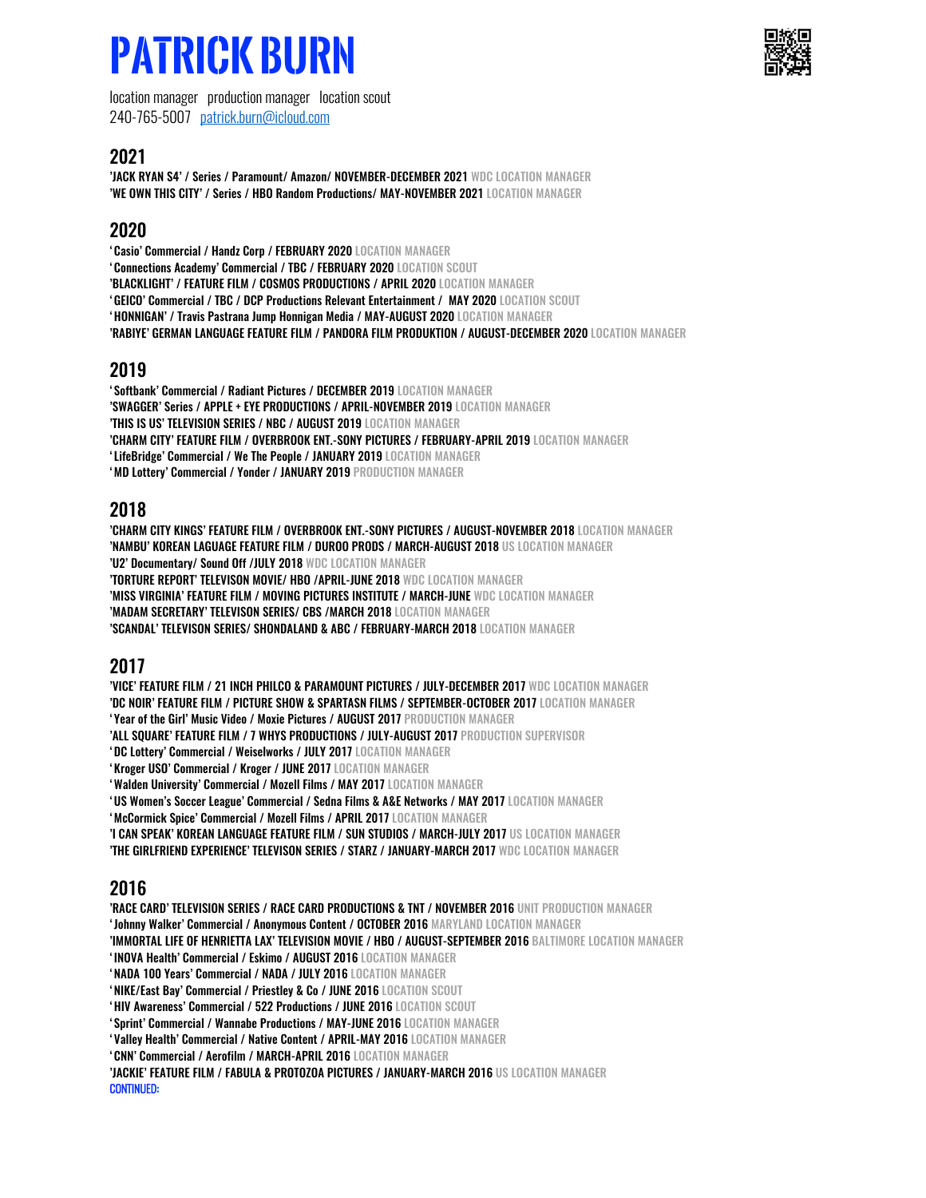# PATRICK BURN

location manager production manager location scout
240-765-5007 patrick.burn@icloud.com

## 2021

**'JACK RYAN S4' / Series / Paramount/ Amazon/ NOVEMBER-DECEMBER 2021** WDC LOCATION MANAGER
**'WE OWN THIS CITY' / Series / HBO Random Productions/ MAY-NOVEMBER 2021** LOCATION MANAGER

## 2020

**'Casio' Commercial / Handz Corp / FEBRUARY 2020** LOCATION MANAGER
**'Connections Academy' Commercial / TBC / FEBRUARY 2020** LOCATION SCOUT
**'BLACKLIGHT' / FEATURE FILM / COSMOS PRODUCTIONS / APRIL 2020** LOCATION MANAGER
**'GEICO' Commercial / TBC / DCP Productions Relevant Entertainment / MAY 2020** LOCATION SCOUT
**'HONNIGAN' / Travis Pastrana Jump Honnigan Media / MAY-AUGUST 2020** LOCATION MANAGER
**'RABIYE' GERMAN LANGUAGE FEATURE FILM / PANDORA FILM PRODUKTION / AUGUST-DECEMBER 2020** LOCATION MANAGER

## 2019

**'Softbank' Commercial / Radiant Pictures / DECEMBER 2019** LOCATION MANAGER
**'SWAGGER' Series / APPLE + EYE PRODUCTIONS / APRIL-NOVEMBER 2019** LOCATION MANAGER
**'THIS IS US' TELEVISION SERIES / NBC / AUGUST 2019** LOCATION MANAGER
**'CHARM CITY' FEATURE FILM / OVERBROOK ENT.-SONY PICTURES / FEBRUARY-APRIL 2019** LOCATION MANAGER
**'LifeBridge' Commercial / We The People / JANUARY 2019** LOCATION MANAGER
**'MD Lottery' Commercial / Yonder / JANUARY 2019** PRODUCTION MANAGER

## 2018

**'CHARM CITY KINGS' FEATURE FILM / OVERBROOK ENT.-SONY PICTURES / AUGUST-NOVEMBER 2018** LOCATION MANAGER
**'NAMBU' KOREAN LAGUAGE FEATURE FILM / DUROO PRODS / MARCH-AUGUST 2018** US LOCATION MANAGER
**'U2' Documentary/ Sound Off /JULY 2018** WDC LOCATION MANAGER
**'TORTURE REPORT' TELEVISON MOVIE/ HBO /APRIL-JUNE 2018** WDC LOCATION MANAGER
**'MISS VIRGINIA' FEATURE FILM / MOVING PICTURES INSTITUTE / MARCH-JUNE** WDC LOCATION MANAGER
**'MADAM SECRETARY' TELEVISON SERIES/ CBS /MARCH 2018** LOCATION MANAGER
**'SCANDAL' TELEVISON SERIES/ SHONDALAND & ABC / FEBRUARY-MARCH 2018** LOCATION MANAGER

## 2017

**'VICE' FEATURE FILM / 21 INCH PHILCO & PARAMOUNT PICTURES / JULY-DECEMBER 2017** WDC LOCATION MANAGER
**'DC NOIR' FEATURE FILM / PICTURE SHOW & SPARTASN FILMS / SEPTEMBER-OCTOBER 2017** LOCATION MANAGER
**'Year of the Girl' Music Video / Moxie Pictures / AUGUST 2017** PRODUCTION MANAGER
**'ALL SQUARE' FEATURE FILM / 7 WHYS PRODUCTIONS / JULY-AUGUST 2017** PRODUCTION SUPERVISOR
**'DC Lottery' Commercial / Weiselworks / JULY 2017** LOCATION MANAGER
**'Kroger USO' Commercial / Kroger / JUNE 2017** LOCATION MANAGER
**'Walden University' Commercial / Mozell Films / MAY 2017** LOCATION MANAGER
**'US Women's Soccer League' Commercial / Sedna Films & A&E Networks / MAY 2017** LOCATION MANAGER
**'McCormick Spice' Commercial / Mozell Films / APRIL 2017** LOCATION MANAGER
**'I CAN SPEAK' KOREAN LANGUAGE FEATURE FILM / SUN STUDIOS / MARCH-JULY 2017** US LOCATION MANAGER
**'THE GIRLFRIEND EXPERIENCE' TELEVISON SERIES / STARZ / JANUARY-MARCH 2017** WDC LOCATION MANAGER

## 2016

**'RACE CARD' TELEVISION SERIES / RACE CARD PRODUCTIONS & TNT / NOVEMBER 2016** UNIT PRODUCTION MANAGER
**'Johnny Walker' Commercial / Anonymous Content / OCTOBER 2016** MARYLAND LOCATION MANAGER
**'IMMORTAL LIFE OF HENRIETTA LAX' TELEVISION MOVIE / HBO / AUGUST-SEPTEMBER 2016** BALTIMORE LOCATION MANAGER
**'INOVA Health' Commercial / Eskimo / AUGUST 2016** LOCATION MANAGER
**'NADA 100 Years' Commercial / NADA / JULY 2016** LOCATION MANAGER
**'NIKE/East Bay' Commercial / Priestley & Co / JUNE 2016** LOCATION SCOUT
**'HIV Awareness' Commercial / 522 Productions / JUNE 2016** LOCATION SCOUT
**'Sprint' Commercial / Wannabe Productions / MAY-JUNE 2016** LOCATION MANAGER
**'Valley Health' Commercial / Native Content / APRIL-MAY 2016** LOCATION MANAGER
**'CNN' Commercial / Aerofilm / MARCH-APRIL 2016** LOCATION MANAGER
**'JACKIE' FEATURE FILM / FABULA & PROTOZOA PICTURES / JANUARY-MARCH 2016** US LOCATION MANAGER

CONTINUED: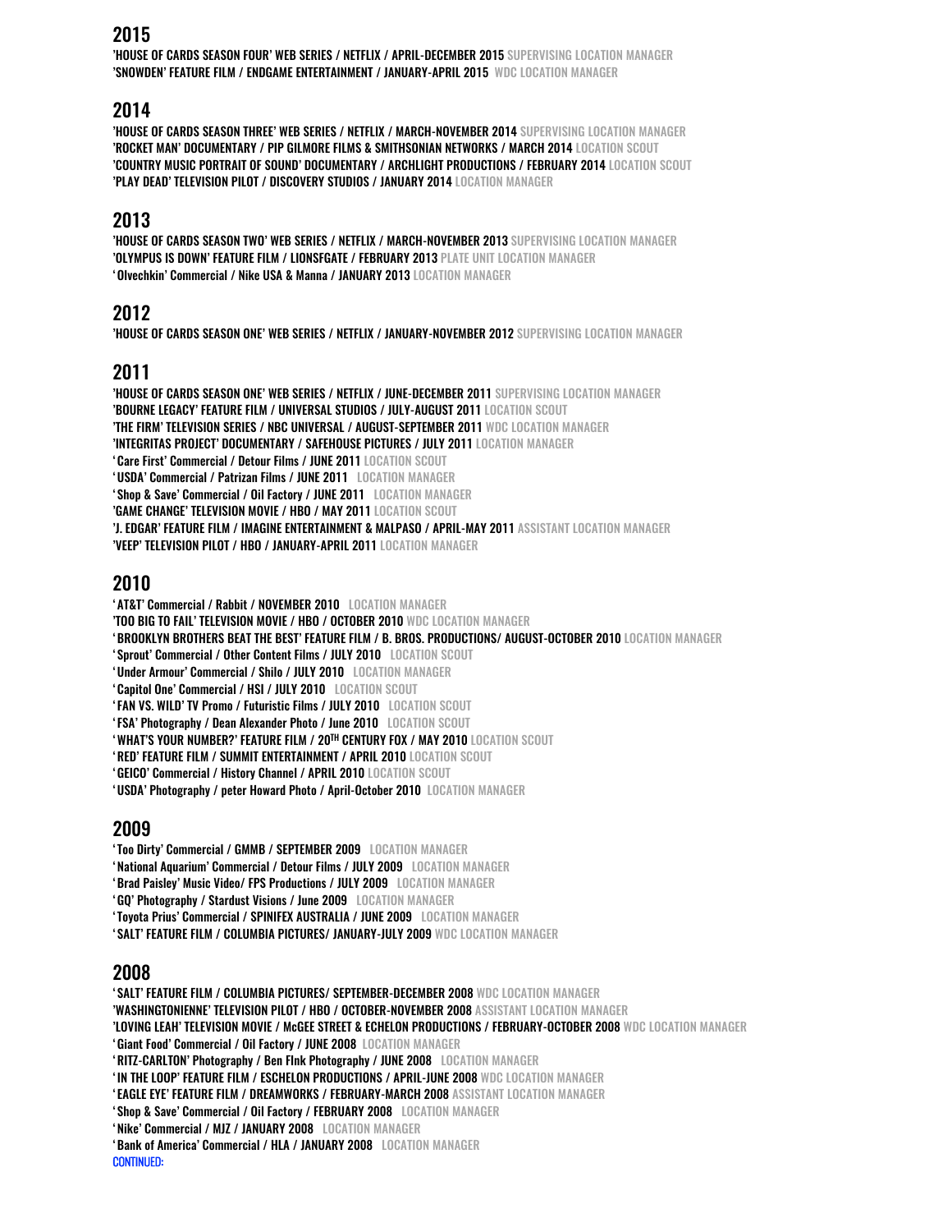## 2015

'HOUSE OF CARDS SEASON FOUR' WEB SERIES / NETFLIX / APRIL-DECEMBER 2015 SUPERVISING LOCATION MANAGER
'SNOWDEN' FEATURE FILM / ENDGAME ENTERTAINMENT / JANUARY-APRIL 2015 WDC LOCATION MANAGER

## 2014

'HOUSE OF CARDS SEASON THREE' WEB SERIES / NETFLIX / MARCH-NOVEMBER 2014 SUPERVISING LOCATION MANAGER
'ROCKET MAN' DOCUMENTARY / PIP GILMORE FILMS & SMITHSONIAN NETWORKS / MARCH 2014 LOCATION SCOUT
'COUNTRY MUSIC PORTRAIT OF SOUND' DOCUMENTARY / ARCHLIGHT PRODUCTIONS / FEBRUARY 2014 LOCATION SCOUT
'PLAY DEAD' TELEVISION PILOT / DISCOVERY STUDIOS / JANUARY 2014 LOCATION MANAGER

## 2013

'HOUSE OF CARDS SEASON TWO' WEB SERIES / NETFLIX / MARCH-NOVEMBER 2013 SUPERVISING LOCATION MANAGER
'OLYMPUS IS DOWN' FEATURE FILM / LIONSFGATE / FEBRUARY 2013 PLATE UNIT LOCATION MANAGER
'Olvechkin' Commercial / Nike USA & Manna / JANUARY 2013 LOCATION MANAGER

## 2012

'HOUSE OF CARDS SEASON ONE' WEB SERIES / NETFLIX / JANUARY-NOVEMBER 2012 SUPERVISING LOCATION MANAGER

## 2011

'HOUSE OF CARDS SEASON ONE' WEB SERIES / NETFLIX / JUNE-DECEMBER 2011 SUPERVISING LOCATION MANAGER
'BOURNE LEGACY' FEATURE FILM / UNIVERSAL STUDIOS / JULY-AUGUST 2011 LOCATION SCOUT
'THE FIRM' TELEVISION SERIES / NBC UNIVERSAL / AUGUST-SEPTEMBER 2011 WDC LOCATION MANAGER
'INTEGRITAS PROJECT' DOCUMENTARY / SAFEHOUSE PICTURES / JULY 2011 LOCATION MANAGER
'Care First' Commercial / Detour Films / JUNE 2011 LOCATION SCOUT
'USDA' Commercial / Patrizan Films / JUNE 2011 LOCATION MANAGER
'Shop & Save' Commercial / Oil Factory / JUNE 2011 LOCATION MANAGER
'GAME CHANGE' TELEVISION MOVIE / HBO / MAY 2011 LOCATION SCOUT
'J. EDGAR' FEATURE FILM / IMAGINE ENTERTAINMENT & MALPASO / APRIL-MAY 2011 ASSISTANT LOCATION MANAGER
'VEEP' TELEVISION PILOT / HBO / JANUARY-APRIL 2011 LOCATION MANAGER

## 2010

'AT&T' Commercial / Rabbit / NOVEMBER 2010 LOCATION MANAGER
'TOO BIG TO FAIL' TELEVISION MOVIE / HBO / OCTOBER 2010 WDC LOCATION MANAGER
'BROOKLYN BROTHERS BEAT THE BEST' FEATURE FILM / B. BROS. PRODUCTIONS/ AUGUST-OCTOBER 2010 LOCATION MANAGER
'Sprout' Commercial / Other Content Films / JULY 2010 LOCATION SCOUT
'Under Armour' Commercial / Shilo / JULY 2010 LOCATION MANAGER
'Capitol One' Commercial / HSI / JULY 2010 LOCATION SCOUT
'FAN VS. WILD' TV Promo / Futuristic Films / JULY 2010 LOCATION SCOUT
'FSA' Photography / Dean Alexander Photo / June 2010 LOCATION SCOUT
'WHAT'S YOUR NUMBER?' FEATURE FILM / 20TH CENTURY FOX / MAY 2010 LOCATION SCOUT
'RED' FEATURE FILM / SUMMIT ENTERTAINMENT / APRIL 2010 LOCATION SCOUT
'GEICO' Commercial / History Channel / APRIL 2010 LOCATION SCOUT
'USDA' Photography / peter Howard Photo / April-October 2010 LOCATION MANAGER

## 2009

'Too Dirty' Commercial / GMMB / SEPTEMBER 2009 LOCATION MANAGER
'National Aquarium' Commercial / Detour Films / JULY 2009 LOCATION MANAGER
'Brad Paisley' Music Video/ FPS Productions / JULY 2009 LOCATION MANAGER
'GQ' Photography / Stardust Visions / June 2009 LOCATION MANAGER
'Toyota Prius' Commercial / SPINIFEX AUSTRALIA / JUNE 2009 LOCATION MANAGER
'SALT' FEATURE FILM / COLUMBIA PICTURES/ JANUARY-JULY 2009 WDC LOCATION MANAGER

## 2008

'SALT' FEATURE FILM / COLUMBIA PICTURES/ SEPTEMBER-DECEMBER 2008 WDC LOCATION MANAGER
'WASHINGTONIENNE' TELEVISION PILOT / HBO / OCTOBER-NOVEMBER 2008 ASSISTANT LOCATION MANAGER
'LOVING LEAH' TELEVISION MOVIE / McGEE STREET & ECHELON PRODUCTIONS / FEBRUARY-OCTOBER 2008 WDC LOCATION MANAGER
'Giant Food' Commercial / Oil Factory / JUNE 2008 LOCATION MANAGER
'RITZ-CARLTON' Photography / Ben FInk Photography / JUNE 2008 LOCATION MANAGER
'IN THE LOOP' FEATURE FILM / ESCHELON PRODUCTIONS / APRIL-JUNE 2008 WDC LOCATION MANAGER
'EAGLE EYE' FEATURE FILM / DREAMWORKS / FEBRUARY-MARCH 2008 ASSISTANT LOCATION MANAGER
'Shop & Save' Commercial / Oil Factory / FEBRUARY 2008 LOCATION MANAGER
'Nike' Commercial / MJZ / JANUARY 2008 LOCATION MANAGER
'Bank of America' Commercial / HLA / JANUARY 2008 LOCATION MANAGER

CONTINUED: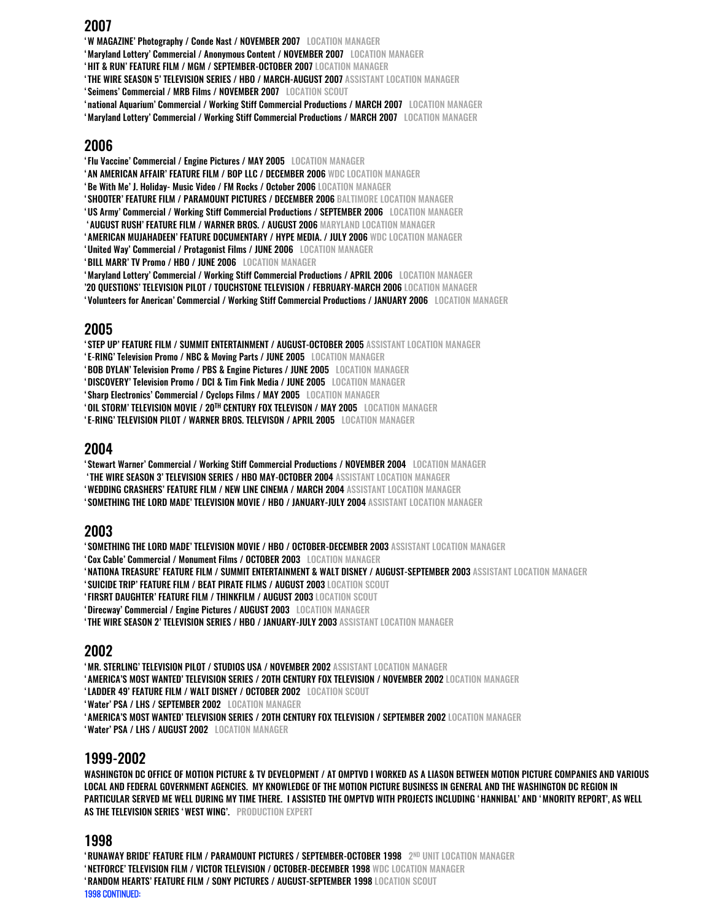## 2007

'W MAGAZINE' Photography / Conde Nast / NOVEMBER 2007 LOCATION MANAGER
'Maryland Lottery' Commercial / Anonymous Content / NOVEMBER 2007 LOCATION MANAGER
'HIT & RUN' FEATURE FILM / MGM / SEPTEMBER-OCTOBER 2007 LOCATION MANAGER
'THE WIRE SEASON 5' TELEVISION SERIES / HBO / MARCH-AUGUST 2007 ASSISTANT LOCATION MANAGER
'Seimens' Commercial / MRB Films / NOVEMBER 2007 LOCATION SCOUT
'national Aquarium' Commercial / Working Stiff Commercial Productions / MARCH 2007 LOCATION MANAGER
'Maryland Lottery' Commercial / Working Stiff Commercial Productions / MARCH 2007 LOCATION MANAGER

## 2006

'Flu Vaccine' Commercial / Engine Pictures / MAY 2005 LOCATION MANAGER
'AN AMERICAN AFFAIR' FEATURE FILM / BOP LLC / DECEMBER 2006 WDC LOCATION MANAGER
'Be With Me' J. Holiday- Music Video / FM Rocks / October 2006 LOCATION MANAGER
'SHOOTER' FEATURE FILM / PARAMOUNT PICTURES / DECEMBER 2006 BALTIMORE LOCATION MANAGER
'US Army' Commercial / Working Stiff Commercial Productions / SEPTEMBER 2006 LOCATION MANAGER
'AUGUST RUSH' FEATURE FILM / WARNER BROS. / AUGUST 2006 MARYLAND LOCATION MANAGER
'AMERICAN MUJAHADEEN' FEATURE DOCUMENTARY / HYPE MEDIA. / JULY 2006 WDC LOCATION MANAGER
'United Way' Commercial / Protagonist Films / JUNE 2006 LOCATION MANAGER
'BILL MARR' TV Promo / HBO / JUNE 2006 LOCATION MANAGER
'Maryland Lottery' Commercial / Working Stiff Commercial Productions / APRIL 2006 LOCATION MANAGER
'20 QUESTIONS' TELEVISION PILOT / TOUCHSTONE TELEVISION / FEBRUARY-MARCH 2006 LOCATION MANAGER
'Volunteers for American' Commercial / Working Stiff Commercial Productions / JANUARY 2006 LOCATION MANAGER

## 2005

'STEP UP' FEATURE FILM / SUMMIT ENTERTAINMENT / AUGUST-OCTOBER 2005 ASSISTANT LOCATION MANAGER
'E-RING' Television Promo / NBC & Moving Parts / JUNE 2005 LOCATION MANAGER
'BOB DYLAN' Television Promo / PBS & Engine Pictures / JUNE 2005 LOCATION MANAGER
'DISCOVERY' Television Promo / DCI & Tim Fink Media / JUNE 2005 LOCATION MANAGER
'Sharp Electronics' Commercial / Cyclops Films / MAY 2005 LOCATION MANAGER
'OIL STORM' TELEVISION MOVIE / 20TH CENTURY FOX TELEVISON / MAY 2005 LOCATION MANAGER
'E-RING' TELEVISION PILOT / WARNER BROS. TELEVISON / APRIL 2005 LOCATION MANAGER

## 2004

'Stewart Warner' Commercial / Working Stiff Commercial Productions / NOVEMBER 2004 LOCATION MANAGER
'THE WIRE SEASON 3' TELEVISION SERIES / HBO MAY-OCTOBER 2004 ASSISTANT LOCATION MANAGER
'WEDDING CRASHERS' FEATURE FILM / NEW LINE CINEMA / MARCH 2004 ASSISTANT LOCATION MANAGER
'SOMETHING THE LORD MADE' TELEVISION MOVIE / HBO / JANUARY-JULY 2004 ASSISTANT LOCATION MANAGER

## 2003

'SOMETHING THE LORD MADE' TELEVISION MOVIE / HBO / OCTOBER-DECEMBER 2003 ASSISTANT LOCATION MANAGER
'Cox Cable' Commercial / Monument Films / OCTOBER 2003 LOCATION MANAGER
'NATIONA TREASURE' FEATURE FILM / SUMMIT ENTERTAINMENT & WALT DISNEY / AUGUST-SEPTEMBER 2003 ASSISTANT LOCATION MANAGER
'SUICIDE TRIP' FEATURE FILM / BEAT PIRATE FILMS / AUGUST 2003 LOCATION SCOUT
'FIRSRT DAUGHTER' FEATURE FILM / THINKFILM / AUGUST 2003 LOCATION SCOUT
'Direcway' Commercial / Engine Pictures / AUGUST 2003 LOCATION MANAGER
'THE WIRE SEASON 2' TELEVISION SERIES / HBO / JANUARY-JULY 2003 ASSISTANT LOCATION MANAGER

## 2002

'MR. STERLING' TELEVISION PILOT / STUDIOS USA / NOVEMBER 2002 ASSISTANT LOCATION MANAGER
'AMERICA'S MOST WANTED' TELEVISION SERIES / 20TH CENTURY FOX TELEVISION / NOVEMBER 2002 LOCATION MANAGER
'LADDER 49' FEATURE FILM / WALT DISNEY / OCTOBER 2002 LOCATION SCOUT
'Water' PSA / LHS / SEPTEMBER 2002 LOCATION MANAGER
'AMERICA'S MOST WANTED' TELEVISION SERIES / 20TH CENTURY FOX TELEVISION / SEPTEMBER 2002 LOCATION MANAGER
'Water' PSA / LHS / AUGUST 2002 LOCATION MANAGER

## 1999-2002

WASHINGTON DC OFFICE OF MOTION PICTURE & TV DEVELOPMENT / AT OMPTVD I WORKED AS A LIASON BETWEEN MOTION PICTURE COMPANIES AND VARIOUS LOCAL AND FEDERAL GOVERNMENT AGENCIES. MY KNOWLEDGE OF THE MOTION PICTURE BUSINESS IN GENERAL AND THE WASHINGTON DC REGION IN PARTICULAR SERVED ME WELL DURING MY TIME THERE. I ASSISTED THE OMPTVD WITH PROJECTS INCLUDING 'HANNIBAL' AND 'MNORITY REPORT', AS WELL AS THE TELEVISION SERIES 'WEST WING'. PRODUCTION EXPERT

## 1998

'RUNAWAY BRIDE' FEATURE FILM / PARAMOUNT PICTURES / SEPTEMBER-OCTOBER 1998 2ND UNIT LOCATION MANAGER
'NETFORCE' TELEVISION FILM / VICTOR TELEVISION / OCTOBER-DECEMBER 1998 WDC LOCATION MANAGER
'RANDOM HEARTS' FEATURE FILM / SONY PICTURES / AUGUST-SEPTEMBER 1998 LOCATION SCOUT
1998 CONTINUED: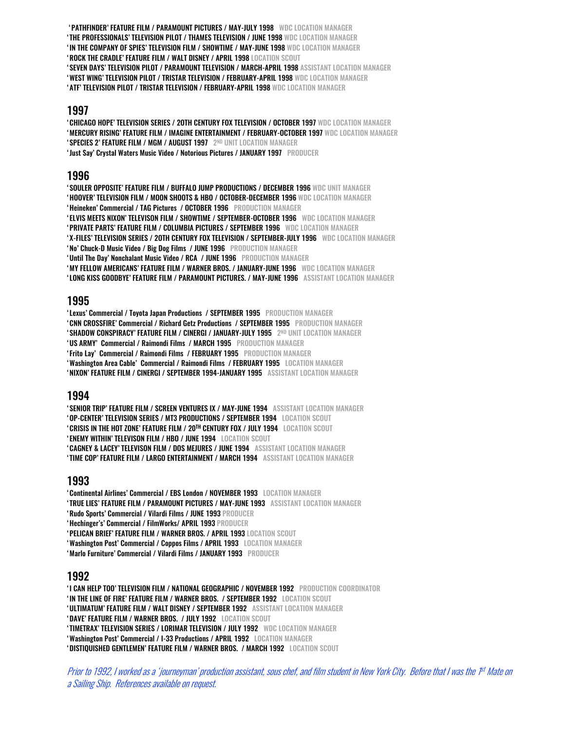'PATHFINDER' FEATURE FILM / PARAMOUNT PICTURES / MAY-JULY 1998 WDC LOCATION MANAGER
'THE PROFESSIONALS' TELEVISION PILOT / THAMES TELEVISION / JUNE 1998 WDC LOCATION MANAGER
'IN THE COMPANY OF SPIES' TELEVISION FILM / SHOWTIME / MAY-JUNE 1998 WDC LOCATION MANAGER
'ROCK THE CRADLE' FEATURE FILM / WALT DISNEY / APRIL 1998 LOCATION SCOUT
'SEVEN DAYS' TELEVISION PILOT / PARAMOUNT TELEVISION / MARCH-APRIL 1998 ASSISTANT LOCATION MANAGER
'WEST WING' TELEVISION PILOT / TRISTAR TELEVISION / FEBRUARY-APRIL 1998 WDC LOCATION MANAGER
'ATF' TELEVISION PILOT / TRISTAR TELEVISION / FEBRUARY-APRIL 1998 WDC LOCATION MANAGER

## 1997

'CHICAGO HOPE' TELEVISION SERIES / 20TH CENTURY FOX TELEVISION / OCTOBER 1997 WDC LOCATION MANAGER
'MERCURY RISING' FEATURE FILM / IMAGINE ENTERTAINMENT / FEBRUARY-OCTOBER 1997 WDC LOCATION MANAGER
'SPECIES 2' FEATURE FILM / MGM / AUGUST 1997 2ND UNIT LOCATION MANAGER
'Just Say' Crystal Waters Music Video / Notorious Pictures / JANUARY 1997 PRODUCER

## 1996

'SOULER OPPOSITE' FEATURE FILM / BUFFALO JUMP PRODUCTIONS / DECEMBER 1996 WDC UNIT MANAGER
'HOOVER' TELEVISION FILM / MOON SHOOTS & HBO / OCTOBER-DECEMBER 1996 WDC LOCATION MANAGER
'Heineken' Commercial / TAG Pictures / OCTOBER 1996 PRODUCTION MANAGER
'ELVIS MEETS NIXON' TELEVISON FILM / SHOWTIME / SEPTEMBER-OCTOBER 1996 WDC LOCATION MANAGER
'PRIVATE PARTS' FEATURE FILM / COLUMBIA PICTURES / SEPTEMBER 1996 WDC LOCATION MANAGER
'X-FILES' TELEVISION SERIES / 20TH CENTURY FOX TELEVISION / SEPTEMBER-JULY 1996 WDC LOCATION MANAGER
'No' Chuck-D Music Video / Big Dog Films / JUNE 1996 PRODUCTION MANAGER
'Until The Day' Nonchalant Music Video / RCA / JUNE 1996 PRODUCTION MANAGER
'MY FELLOW AMERICANS' FEATURE FILM / WARNER BROS. / JANUARY-JUNE 1996 WDC LOCATION MANAGER
'LONG KISS GOODBYE' FEATURE FILM / PARAMOUNT PICTURES. / MAY-JUNE 1996 ASSISTANT LOCATION MANAGER

## 1995

'Lexus' Commercial / Toyota Japan Productions / SEPTEMBER 1995 PRODUCTION MANAGER
'CNN CROSSFIRE' Commercial / Richard Getz Productions / SEPTEMBER 1995 PRODUCTION MANAGER
'SHADOW CONSPIRACY' FEATURE FILM / CINERGI / JANUARY-JULY 1995 2ND UNIT LOCATION MANAGER
'US ARMY' Commercial / Raimondi Films / MARCH 1995 PRODUCTION MANAGER
'Frito Lay' Commercial / Raimondi Films / FEBRUARY 1995 PRODUCTION MANAGER
'Washington Area Cable' Commercial / Raimondi Films / FEBRUARY 1995 LOCATION MANAGER
'NIXON' FEATURE FILM / CINERGI / SEPTEMBER 1994-JANUARY 1995 ASSISTANT LOCATION MANAGER

## 1994

'SENIOR TRIP' FEATURE FILM / SCREEN VENTURES IX / MAY-JUNE 1994 ASSISTANT LOCATION MANAGER
'OP-CENTER' TELEVISION SERIES / MT3 PRODUCTIONS / SEPTEMBER 1994 LOCATION SCOUT
'CRISIS IN THE HOT ZONE' FEATURE FILM / 20TH CENTURY FOX / JULY 1994 LOCATION SCOUT
'ENEMY WITHIN' TELEVISON FILM / HBO / JUNE 1994 LOCATION SCOUT
'CAGNEY & LACEY' TELEVISON FILM / DOS MEJURES / JUNE 1994 ASSISTANT LOCATION MANAGER
'TIME COP' FEATURE FILM / LARGO ENTERTAINMENT / MARCH 1994 ASSISTANT LOCATION MANAGER

## 1993

'Continental Airlines' Commercial / EBS London / NOVEMBER 1993 LOCATION MANAGER
'TRUE LIES' FEATURE FILM / PARAMOUNT PICTURES / MAY-JUNE 1993 ASSISTANT LOCATION MANAGER
'Rudo Sports' Commercial / Vilardi Films / JUNE 1993 PRODUCER
'Hechinger's' Commercial / FilmWorks/ APRIL 1993 PRODUCER
'PELICAN BRIEF' FEATURE FILM / WARNER BROS. / APRIL 1993 LOCATION SCOUT
'Washington Post' Commercial / Coppos Films / APRIL 1993 LOCATION MANAGER
'Marlo Furniture' Commercial / Vilardi Films / JANUARY 1993 PRODUCER

## 1992

'I CAN HELP TOO' TELEVISION FILM / NATIONAL GEOGRAPHIC / NOVEMBER 1992 PRODUCTION COORDINATOR
'IN THE LINE OF FIRE' FEATURE FILM / WARNER BROS. / SEPTEMBER 1992 LOCATION SCOUT
'ULTIMATUM' FEATURE FILM / WALT DISNEY / SEPTEMBER 1992 ASSISTANT LOCATION MANAGER
'DAVE' FEATURE FILM / WARNER BROS. / JULY 1992 LOCATION SCOUT
'TIMETRAX' TELEVISION SERIES / LORIMAR TELEVISION / JULY 1992 WDC LOCATION MANAGER
'Washington Post' Commercial / I-33 Productions / APRIL 1992 LOCATION MANAGER
'DISTIQUISHED GENTLEMEN' FEATURE FILM / WARNER BROS. / MARCH 1992 LOCATION SCOUT

*Prior to 1992, I worked as a 'journeyman' production assistant, sous chef, and film student in New York City. Before that I was the 1st Mate on a Sailing Ship. References available on request.*